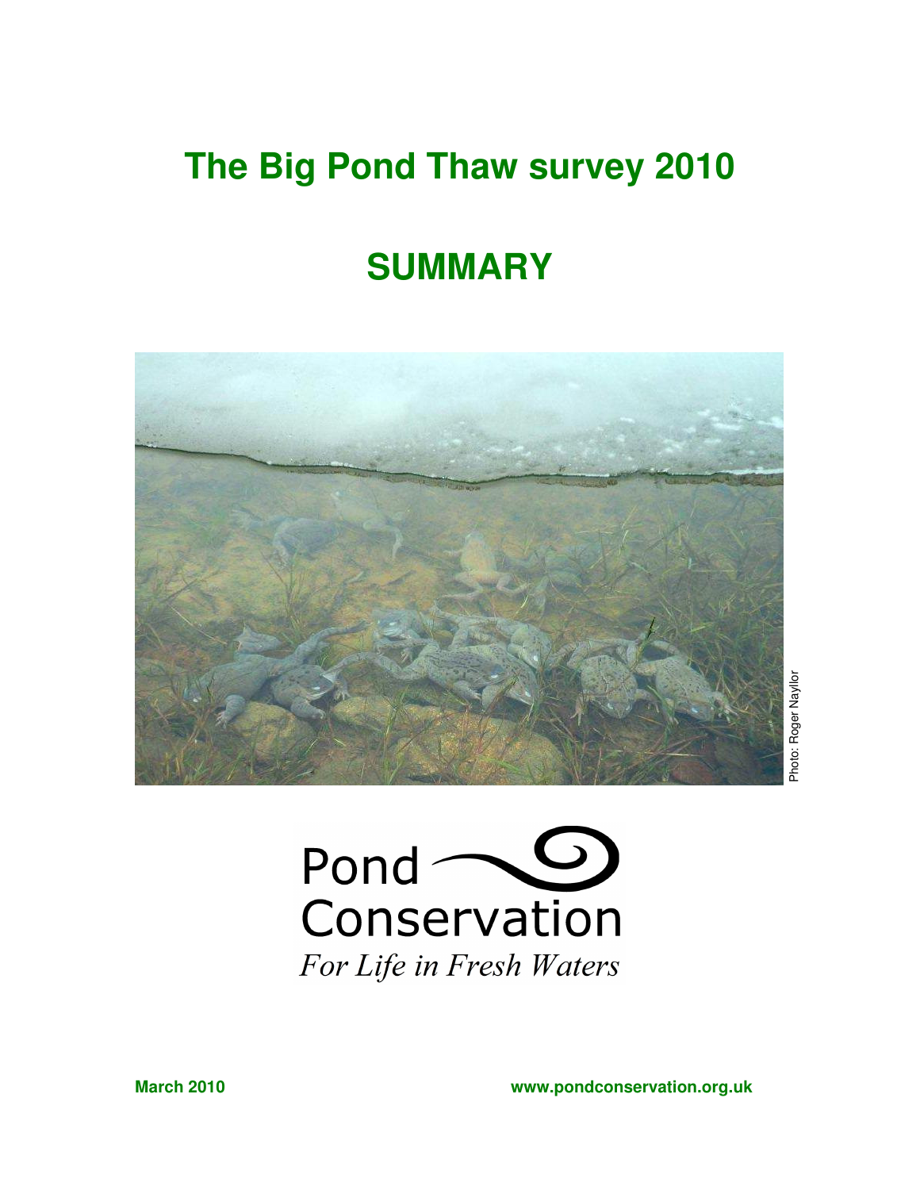# The Big Pond Thaw survey 2010

# SUMMARY

Photo: Roger Nayllor

Pond Conservation

*For Life in Fresh Waters*

**March 2010** **www.pondconservation.org.uk**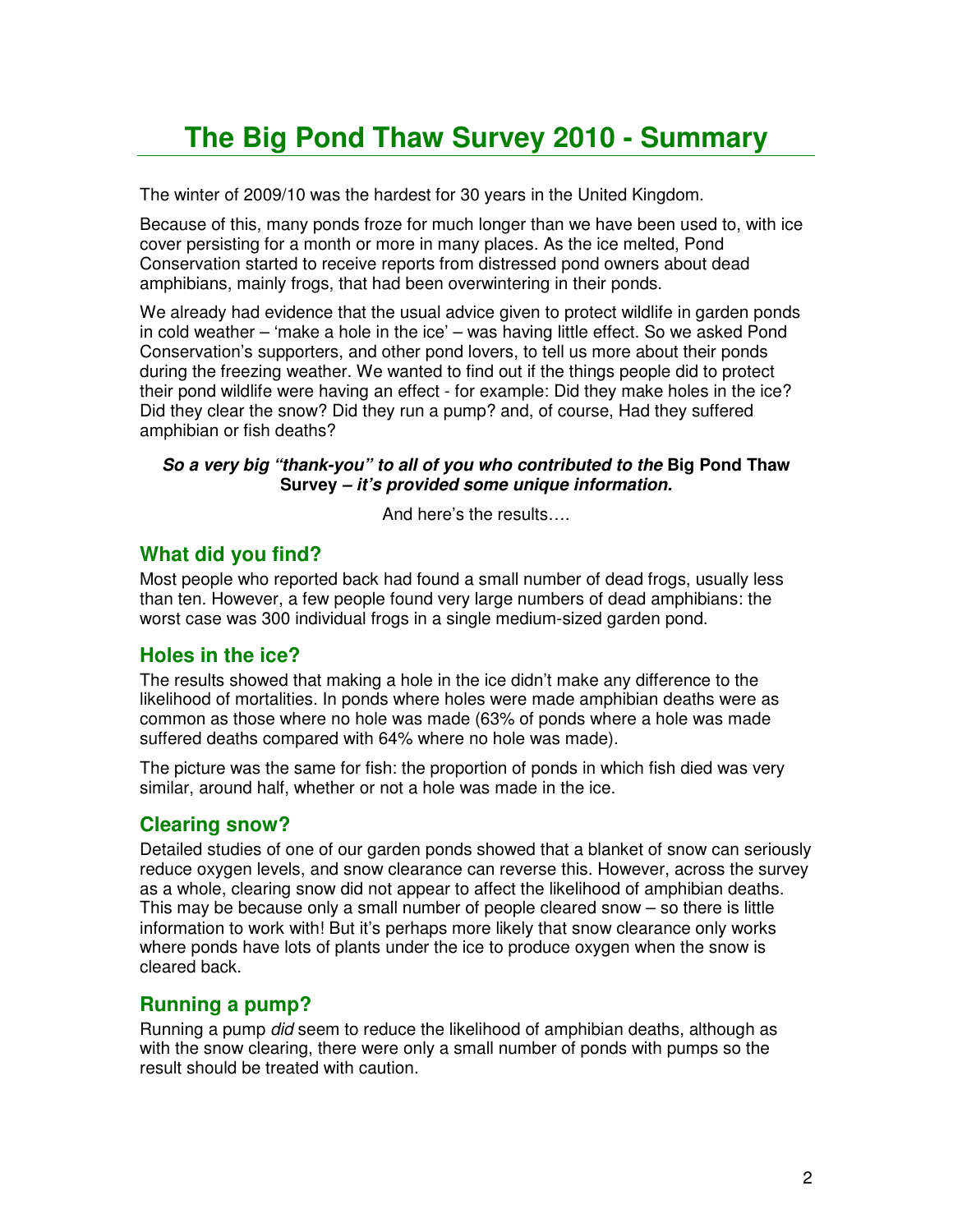# The Big Pond Thaw Survey 2010 - Summary

The winter of 2009/10 was the hardest for 30 years in the United Kingdom.

Because of this, many ponds froze for much longer than we have been used to, with ice cover persisting for a month or more in many places. As the ice melted, Pond Conservation started to receive reports from distressed pond owners about dead amphibians, mainly frogs, that had been overwintering in their ponds.

We already had evidence that the usual advice given to protect wildlife in garden ponds in cold weather – 'make a hole in the ice' – was having little effect. So we asked Pond Conservation's supporters, and other pond lovers, to tell us more about their ponds during the freezing weather. We wanted to find out if the things people did to protect their pond wildlife were having an effect - for example: Did they make holes in the ice? Did they clear the snow? Did they run a pump? and, of course, Had they suffered amphibian or fish deaths?

***So a very big "thank-you" to all of you who contributed to the* Big Pond Thaw Survey *– it's provided some unique information.***

And here's the results….

## What did you find?

Most people who reported back had found a small number of dead frogs, usually less than ten. However, a few people found very large numbers of dead amphibians: the worst case was 300 individual frogs in a single medium-sized garden pond.

## Holes in the ice?

The results showed that making a hole in the ice didn't make any difference to the likelihood of mortalities. In ponds where holes were made amphibian deaths were as common as those where no hole was made (63% of ponds where a hole was made suffered deaths compared with 64% where no hole was made).

The picture was the same for fish: the proportion of ponds in which fish died was very similar, around half, whether or not a hole was made in the ice.

## Clearing snow?

Detailed studies of one of our garden ponds showed that a blanket of snow can seriously reduce oxygen levels, and snow clearance can reverse this. However, across the survey as a whole, clearing snow did not appear to affect the likelihood of amphibian deaths. This may be because only a small number of people cleared snow – so there is little information to work with! But it's perhaps more likely that snow clearance only works where ponds have lots of plants under the ice to produce oxygen when the snow is cleared back.

## Running a pump?

Running a pump *did* seem to reduce the likelihood of amphibian deaths, although as with the snow clearing, there were only a small number of ponds with pumps so the result should be treated with caution.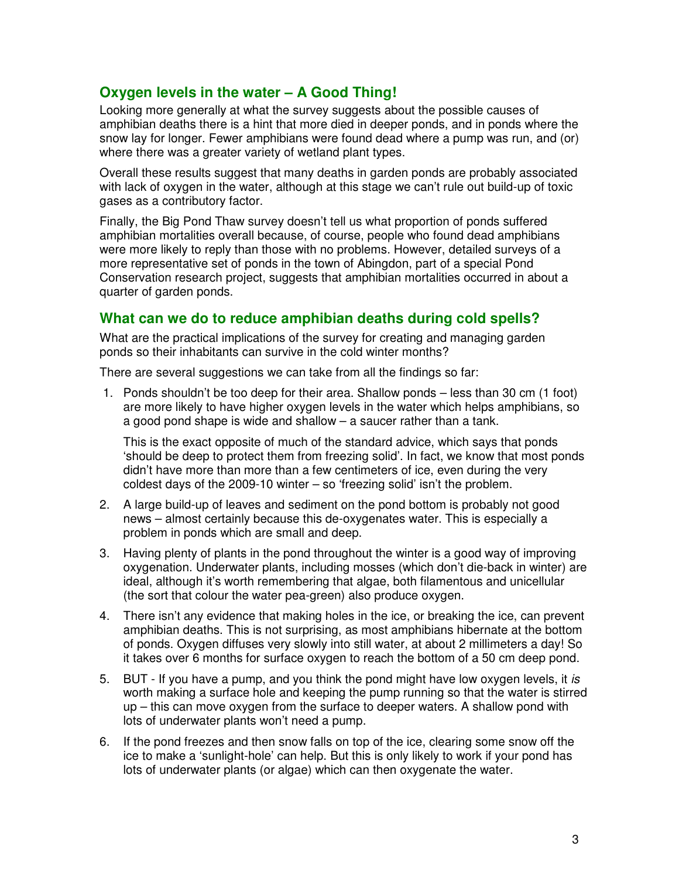## Oxygen levels in the water – A Good Thing!

Looking more generally at what the survey suggests about the possible causes of amphibian deaths there is a hint that more died in deeper ponds, and in ponds where the snow lay for longer. Fewer amphibians were found dead where a pump was run, and (or) where there was a greater variety of wetland plant types.

Overall these results suggest that many deaths in garden ponds are probably associated with lack of oxygen in the water, although at this stage we can't rule out build-up of toxic gases as a contributory factor.

Finally, the Big Pond Thaw survey doesn't tell us what proportion of ponds suffered amphibian mortalities overall because, of course, people who found dead amphibians were more likely to reply than those with no problems. However, detailed surveys of a more representative set of ponds in the town of Abingdon, part of a special Pond Conservation research project, suggests that amphibian mortalities occurred in about a quarter of garden ponds.

## What can we do to reduce amphibian deaths during cold spells?

What are the practical implications of the survey for creating and managing garden ponds so their inhabitants can survive in the cold winter months?

There are several suggestions we can take from all the findings so far:

1. Ponds shouldn't be too deep for their area. Shallow ponds – less than 30 cm (1 foot) are more likely to have higher oxygen levels in the water which helps amphibians, so a good pond shape is wide and shallow – a saucer rather than a tank.

   This is the exact opposite of much of the standard advice, which says that ponds 'should be deep to protect them from freezing solid'. In fact, we know that most ponds didn't have more than more than a few centimeters of ice, even during the very coldest days of the 2009-10 winter – so 'freezing solid' isn't the problem.

2. A large build-up of leaves and sediment on the pond bottom is probably not good news – almost certainly because this de-oxygenates water. This is especially a problem in ponds which are small and deep.

3. Having plenty of plants in the pond throughout the winter is a good way of improving oxygenation. Underwater plants, including mosses (which don't die-back in winter) are ideal, although it's worth remembering that algae, both filamentous and unicellular (the sort that colour the water pea-green) also produce oxygen.

4. There isn't any evidence that making holes in the ice, or breaking the ice, can prevent amphibian deaths. This is not surprising, as most amphibians hibernate at the bottom of ponds. Oxygen diffuses very slowly into still water, at about 2 millimeters a day! So it takes over 6 months for surface oxygen to reach the bottom of a 50 cm deep pond.

5. BUT - If you have a pump, and you think the pond might have low oxygen levels, it *is* worth making a surface hole and keeping the pump running so that the water is stirred up – this can move oxygen from the surface to deeper waters. A shallow pond with lots of underwater plants won't need a pump.

6. If the pond freezes and then snow falls on top of the ice, clearing some snow off the ice to make a 'sunlight-hole' can help. But this is only likely to work if your pond has lots of underwater plants (or algae) which can then oxygenate the water.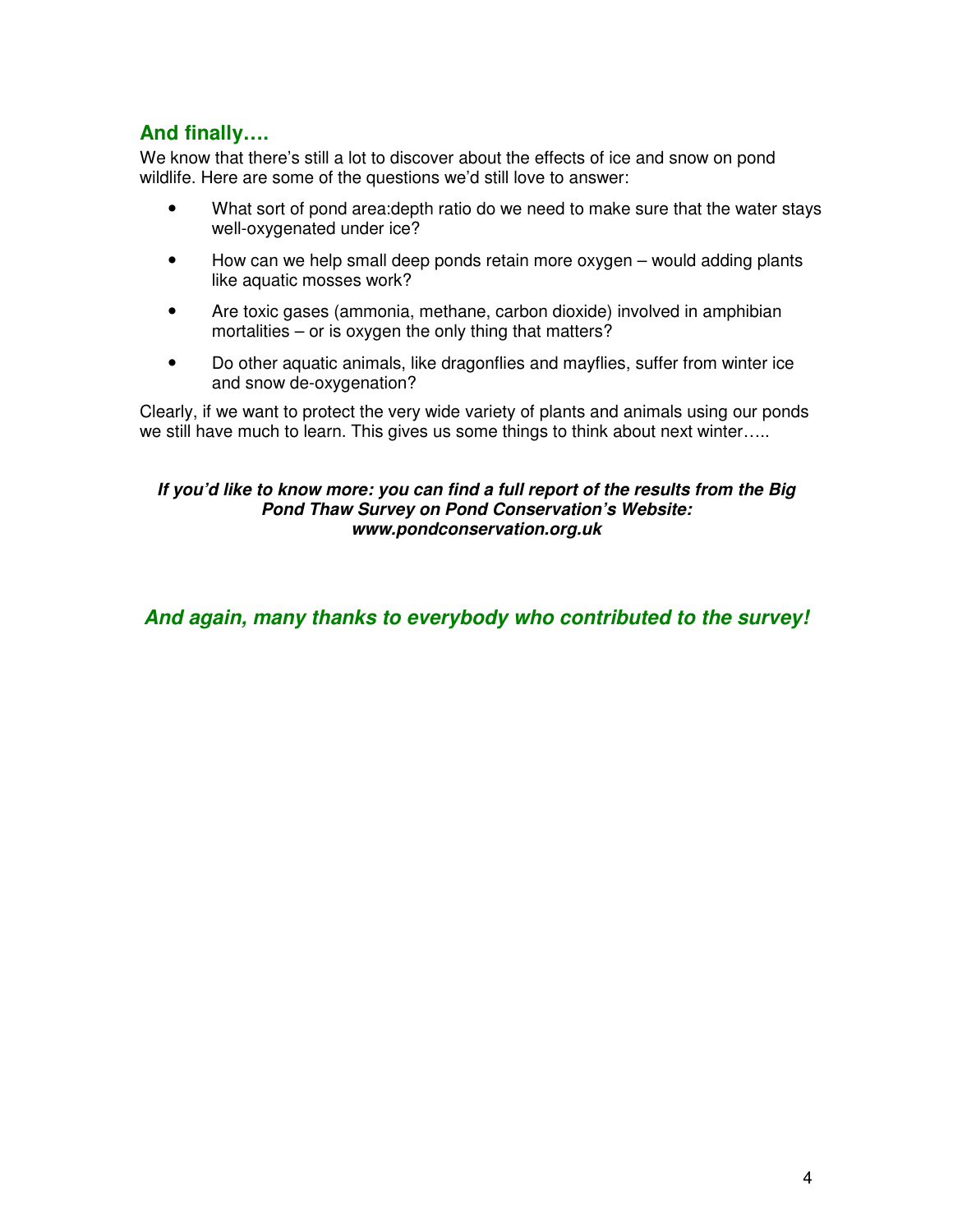## And finally….

We know that there's still a lot to discover about the effects of ice and snow on pond wildlife. Here are some of the questions we'd still love to answer:

- What sort of pond area:depth ratio do we need to make sure that the water stays well-oxygenated under ice?
- How can we help small deep ponds retain more oxygen – would adding plants like aquatic mosses work?
- Are toxic gases (ammonia, methane, carbon dioxide) involved in amphibian mortalities – or is oxygen the only thing that matters?
- Do other aquatic animals, like dragonflies and mayflies, suffer from winter ice and snow de-oxygenation?

Clearly, if we want to protect the very wide variety of plants and animals using our ponds we still have much to learn. This gives us some things to think about next winter…..

***If you'd like to know more: you can find a full report of the results from the Big Pond Thaw Survey on Pond Conservation's Website: www.pondconservation.org.uk***

***And again, many thanks to everybody who contributed to the survey!***